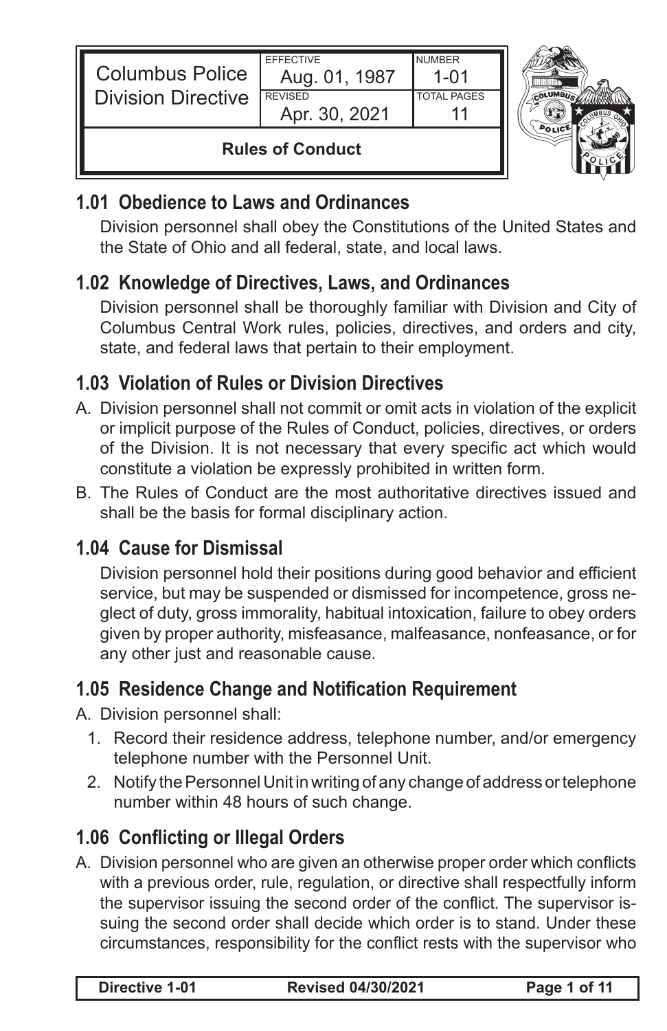| Columbus Police Division Directive | EFFECTIVE Aug. 01, 1987 | NUMBER 1-01 |
| --- | --- | --- |
| | REVISED Apr. 30, 2021 | TOTAL PAGES 11 |
| **Rules of Conduct** | | |

## 1.01 Obedience to Laws and Ordinances

Division personnel shall obey the Constitutions of the United States and the State of Ohio and all federal, state, and local laws.

## 1.02 Knowledge of Directives, Laws, and Ordinances

Division personnel shall be thoroughly familiar with Division and City of Columbus Central Work rules, policies, directives, and orders and city, state, and federal laws that pertain to their employment.

## 1.03 Violation of Rules or Division Directives

A. Division personnel shall not commit or omit acts in violation of the explicit or implicit purpose of the Rules of Conduct, policies, directives, or orders of the Division. It is not necessary that every specific act which would constitute a violation be expressly prohibited in written form.

B. The Rules of Conduct are the most authoritative directives issued and shall be the basis for formal disciplinary action.

## 1.04 Cause for Dismissal

Division personnel hold their positions during good behavior and efficient service, but may be suspended or dismissed for incompetence, gross neglect of duty, gross immorality, habitual intoxication, failure to obey orders given by proper authority, misfeasance, malfeasance, nonfeasance, or for any other just and reasonable cause.

## 1.05 Residence Change and Notification Requirement

A. Division personnel shall:

1. Record their residence address, telephone number, and/or emergency telephone number with the Personnel Unit.
2. Notify the Personnel Unit in writing of any change of address or telephone number within 48 hours of such change.

## 1.06 Conflicting or Illegal Orders

A. Division personnel who are given an otherwise proper order which conflicts with a previous order, rule, regulation, or directive shall respectfully inform the supervisor issuing the second order of the conflict. The supervisor issuing the second order shall decide which order is to stand. Under these circumstances, responsibility for the conflict rests with the supervisor who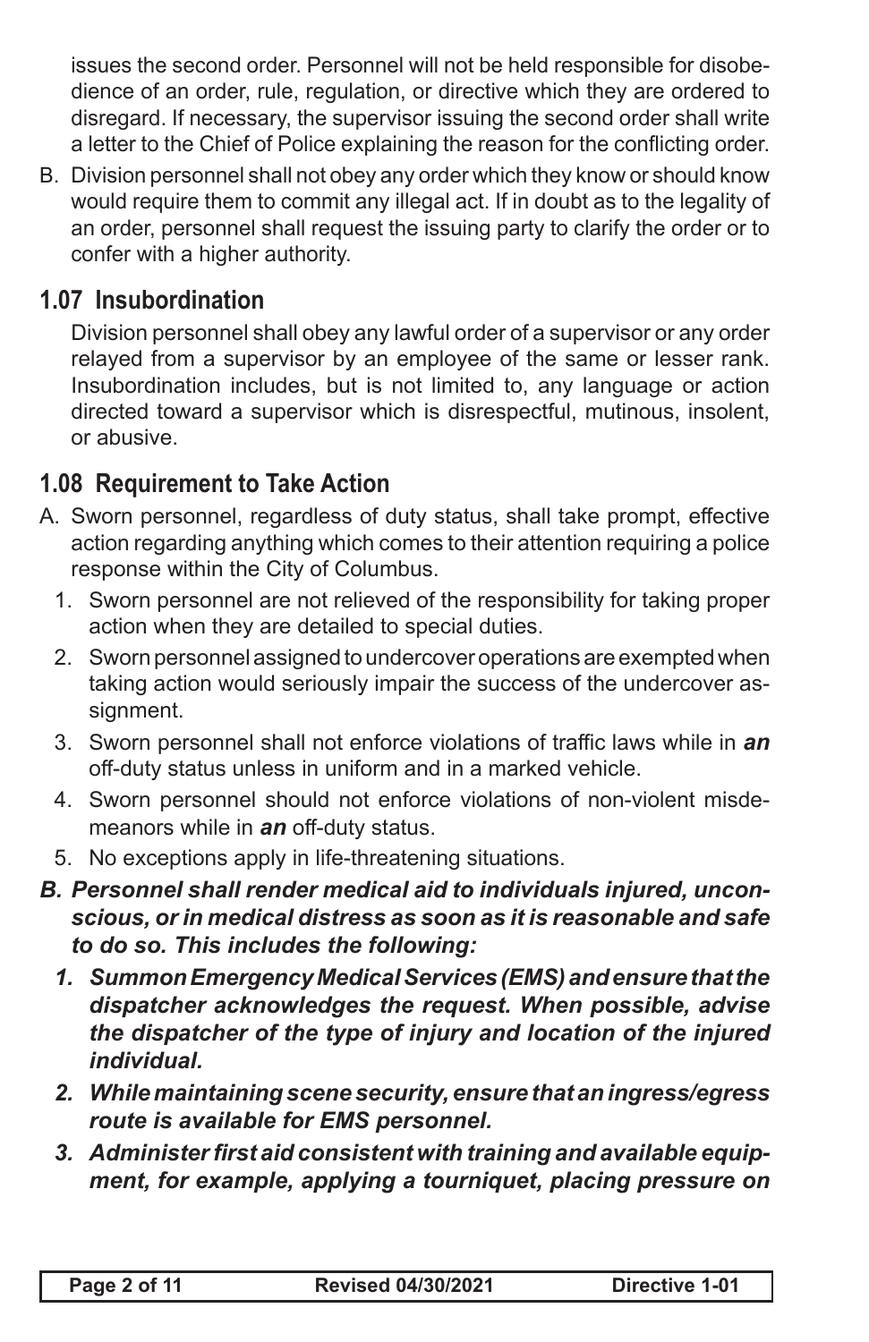issues the second order. Personnel will not be held responsible for disobedience of an order, rule, regulation, or directive which they are ordered to disregard. If necessary, the supervisor issuing the second order shall write a letter to the Chief of Police explaining the reason for the conflicting order.

B. Division personnel shall not obey any order which they know or should know would require them to commit any illegal act. If in doubt as to the legality of an order, personnel shall request the issuing party to clarify the order or to confer with a higher authority.

## 1.07 Insubordination

Division personnel shall obey any lawful order of a supervisor or any order relayed from a supervisor by an employee of the same or lesser rank. Insubordination includes, but is not limited to, any language or action directed toward a supervisor which is disrespectful, mutinous, insolent, or abusive.

## 1.08 Requirement to Take Action

A. Sworn personnel, regardless of duty status, shall take prompt, effective action regarding anything which comes to their attention requiring a police response within the City of Columbus.
   1. Sworn personnel are not relieved of the responsibility for taking proper action when they are detailed to special duties.
   2. Sworn personnel assigned to undercover operations are exempted when taking action would seriously impair the success of the undercover assignment.
   3. Sworn personnel shall not enforce violations of traffic laws while in ***an*** off-duty status unless in uniform and in a marked vehicle.
   4. Sworn personnel should not enforce violations of non-violent misdemeanors while in ***an*** off-duty status.
   5. No exceptions apply in life-threatening situations.

***B. Personnel shall render medical aid to individuals injured, unconscious, or in medical distress as soon as it is reasonable and safe to do so. This includes the following:***
   ***1. Summon Emergency Medical Services (EMS) and ensure that the dispatcher acknowledges the request. When possible, advise the dispatcher of the type of injury and location of the injured individual.***
   ***2. While maintaining scene security, ensure that an ingress/egress route is available for EMS personnel.***
   ***3. Administer first aid consistent with training and available equipment, for example, applying a tourniquet, placing pressure on***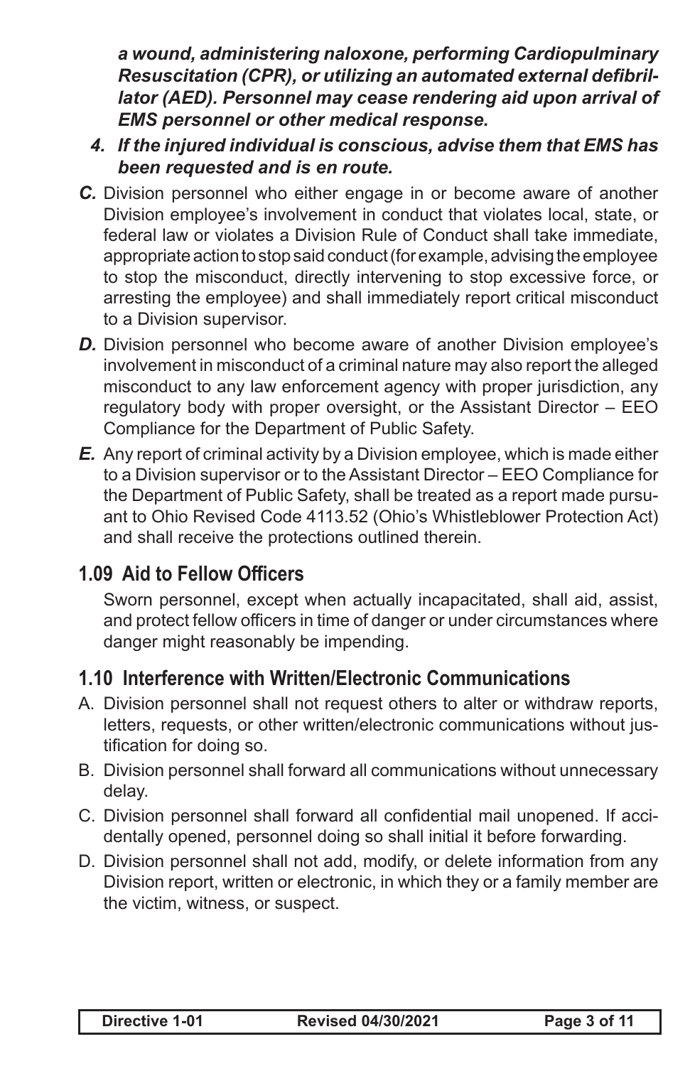***a wound, administering naloxone, performing Cardiopulminary Resuscitation (CPR), or utilizing an automated external defibrillator (AED). Personnel may cease rendering aid upon arrival of EMS personnel or other medical response.***

4. ***If the injured individual is conscious, advise them that EMS has been requested and is en route.***

***C.*** Division personnel who either engage in or become aware of another Division employee's involvement in conduct that violates local, state, or federal law or violates a Division Rule of Conduct shall take immediate, appropriate action to stop said conduct (for example, advising the employee to stop the misconduct, directly intervening to stop excessive force, or arresting the employee) and shall immediately report critical misconduct to a Division supervisor.

***D.*** Division personnel who become aware of another Division employee's involvement in misconduct of a criminal nature may also report the alleged misconduct to any law enforcement agency with proper jurisdiction, any regulatory body with proper oversight, or the Assistant Director – EEO Compliance for the Department of Public Safety.

***E.*** Any report of criminal activity by a Division employee, which is made either to a Division supervisor or to the Assistant Director – EEO Compliance for the Department of Public Safety, shall be treated as a report made pursuant to Ohio Revised Code 4113.52 (Ohio's Whistleblower Protection Act) and shall receive the protections outlined therein.

## 1.09 Aid to Fellow Officers

Sworn personnel, except when actually incapacitated, shall aid, assist, and protect fellow officers in time of danger or under circumstances where danger might reasonably be impending.

## 1.10 Interference with Written/Electronic Communications

A. Division personnel shall not request others to alter or withdraw reports, letters, requests, or other written/electronic communications without justification for doing so.

B. Division personnel shall forward all communications without unnecessary delay.

C. Division personnel shall forward all confidential mail unopened. If accidentally opened, personnel doing so shall initial it before forwarding.

D. Division personnel shall not add, modify, or delete information from any Division report, written or electronic, in which they or a family member are the victim, witness, or suspect.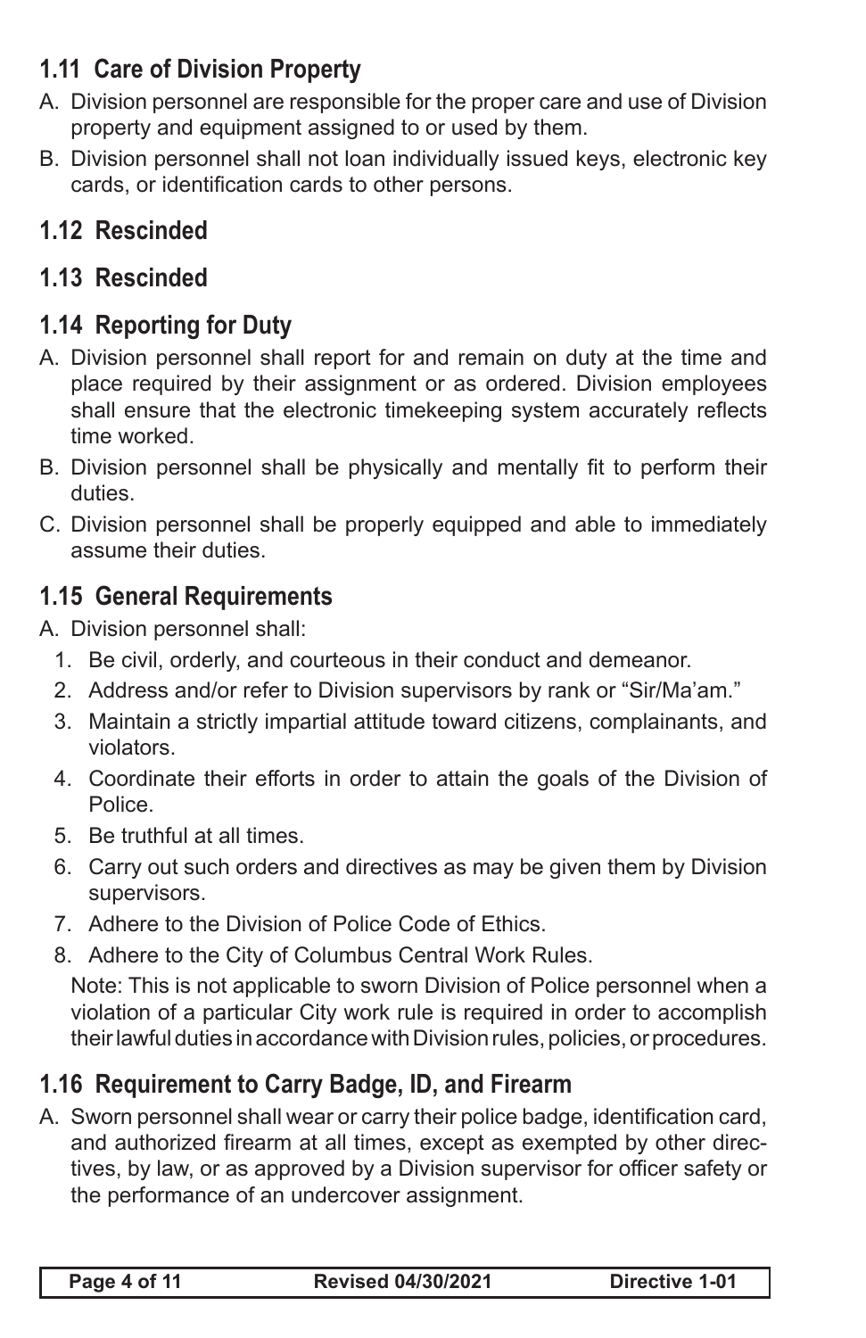## 1.11 Care of Division Property

A. Division personnel are responsible for the proper care and use of Division property and equipment assigned to or used by them.

B. Division personnel shall not loan individually issued keys, electronic key cards, or identification cards to other persons.

## 1.12 Rescinded

## 1.13 Rescinded

## 1.14 Reporting for Duty

A. Division personnel shall report for and remain on duty at the time and place required by their assignment or as ordered. Division employees shall ensure that the electronic timekeeping system accurately reflects time worked.

B. Division personnel shall be physically and mentally fit to perform their duties.

C. Division personnel shall be properly equipped and able to immediately assume their duties.

## 1.15 General Requirements

A. Division personnel shall:

1. Be civil, orderly, and courteous in their conduct and demeanor.
2. Address and/or refer to Division supervisors by rank or "Sir/Ma'am."
3. Maintain a strictly impartial attitude toward citizens, complainants, and violators.
4. Coordinate their efforts in order to attain the goals of the Division of Police.
5. Be truthful at all times.
6. Carry out such orders and directives as may be given them by Division supervisors.
7. Adhere to the Division of Police Code of Ethics.
8. Adhere to the City of Columbus Central Work Rules.

   Note: This is not applicable to sworn Division of Police personnel when a violation of a particular City work rule is required in order to accomplish their lawful duties in accordance with Division rules, policies, or procedures.

## 1.16 Requirement to Carry Badge, ID, and Firearm

A. Sworn personnel shall wear or carry their police badge, identification card, and authorized firearm at all times, except as exempted by other directives, by law, or as approved by a Division supervisor for officer safety or the performance of an undercover assignment.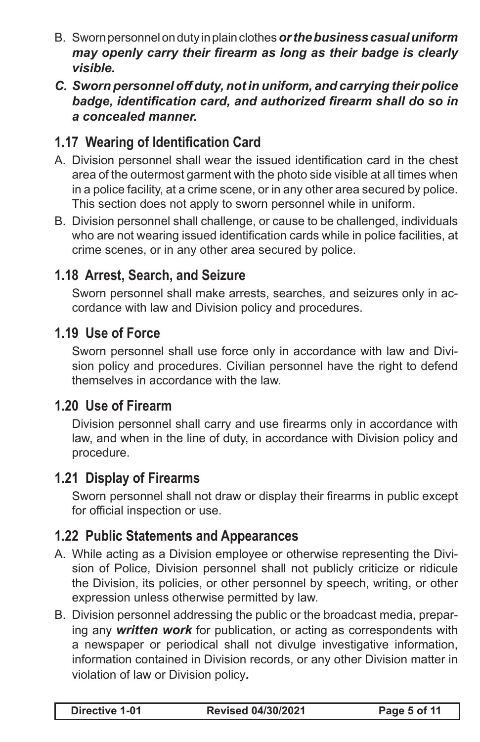B. Sworn personnel on duty in plain clothes ***or the business casual uniform may openly carry their firearm as long as their badge is clearly visible.***

***C. Sworn personnel off duty, not in uniform, and carrying their police badge, identification card, and authorized firearm shall do so in a concealed manner.***

## 1.17 Wearing of Identification Card

A. Division personnel shall wear the issued identification card in the chest area of the outermost garment with the photo side visible at all times when in a police facility, at a crime scene, or in any other area secured by police. This section does not apply to sworn personnel while in uniform.

B. Division personnel shall challenge, or cause to be challenged, individuals who are not wearing issued identification cards while in police facilities, at crime scenes, or in any other area secured by police.

## 1.18 Arrest, Search, and Seizure

Sworn personnel shall make arrests, searches, and seizures only in accordance with law and Division policy and procedures.

## 1.19 Use of Force

Sworn personnel shall use force only in accordance with law and Division policy and procedures. Civilian personnel have the right to defend themselves in accordance with the law.

## 1.20 Use of Firearm

Division personnel shall carry and use firearms only in accordance with law, and when in the line of duty, in accordance with Division policy and procedure.

## 1.21 Display of Firearms

Sworn personnel shall not draw or display their firearms in public except for official inspection or use.

## 1.22 Public Statements and Appearances

A. While acting as a Division employee or otherwise representing the Division of Police, Division personnel shall not publicly criticize or ridicule the Division, its policies, or other personnel by speech, writing, or other expression unless otherwise permitted by law.

B. Division personnel addressing the public or the broadcast media, preparing any ***written work*** for publication, or acting as correspondents with a newspaper or periodical shall not divulge investigative information, information contained in Division records, or any other Division matter in violation of law or Division policy.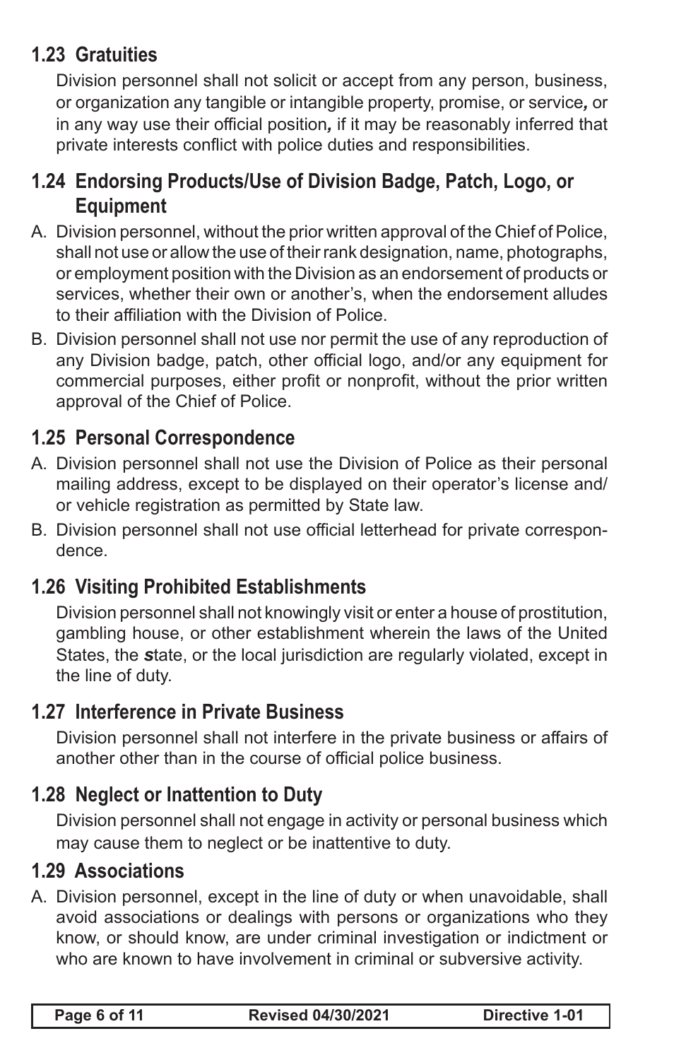## 1.23 Gratuities

Division personnel shall not solicit or accept from any person, business, or organization any tangible or intangible property, promise, or service***,*** or in any way use their official position***,*** if it may be reasonably inferred that private interests conflict with police duties and responsibilities.

## 1.24 Endorsing Products/Use of Division Badge, Patch, Logo, or Equipment

A. Division personnel, without the prior written approval of the Chief of Police, shall not use or allow the use of their rank designation, name, photographs, or employment position with the Division as an endorsement of products or services, whether their own or another's, when the endorsement alludes to their affiliation with the Division of Police.

B. Division personnel shall not use nor permit the use of any reproduction of any Division badge, patch, other official logo, and/or any equipment for commercial purposes, either profit or nonprofit, without the prior written approval of the Chief of Police.

## 1.25 Personal Correspondence

A. Division personnel shall not use the Division of Police as their personal mailing address, except to be displayed on their operator's license and/or vehicle registration as permitted by State law.

B. Division personnel shall not use official letterhead for private correspondence.

## 1.26 Visiting Prohibited Establishments

Division personnel shall not knowingly visit or enter a house of prostitution, gambling house, or other establishment wherein the laws of the United States, the ***s***tate, or the local jurisdiction are regularly violated, except in the line of duty.

## 1.27 Interference in Private Business

Division personnel shall not interfere in the private business or affairs of another other than in the course of official police business.

## 1.28 Neglect or Inattention to Duty

Division personnel shall not engage in activity or personal business which may cause them to neglect or be inattentive to duty.

## 1.29 Associations

A. Division personnel, except in the line of duty or when unavoidable, shall avoid associations or dealings with persons or organizations who they know, or should know, are under criminal investigation or indictment or who are known to have involvement in criminal or subversive activity.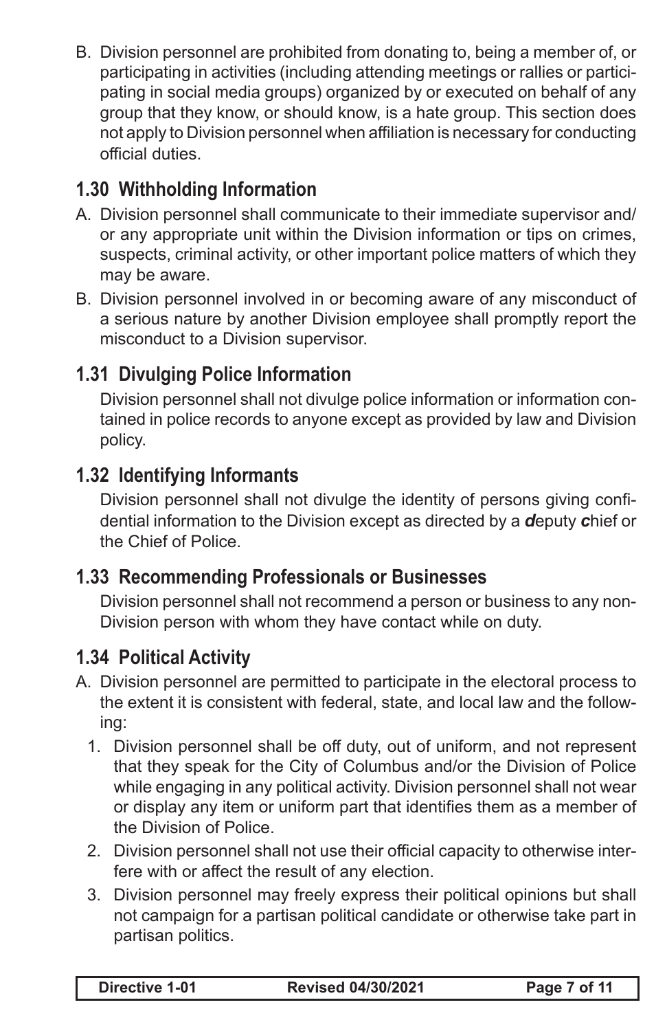B. Division personnel are prohibited from donating to, being a member of, or participating in activities (including attending meetings or rallies or participating in social media groups) organized by or executed on behalf of any group that they know, or should know, is a hate group. This section does not apply to Division personnel when affiliation is necessary for conducting official duties.

## 1.30 Withholding Information

A. Division personnel shall communicate to their immediate supervisor and/or any appropriate unit within the Division information or tips on crimes, suspects, criminal activity, or other important police matters of which they may be aware.

B. Division personnel involved in or becoming aware of any misconduct of a serious nature by another Division employee shall promptly report the misconduct to a Division supervisor.

## 1.31 Divulging Police Information

Division personnel shall not divulge police information or information contained in police records to anyone except as provided by law and Division policy.

## 1.32 Identifying Informants

Division personnel shall not divulge the identity of persons giving confidential information to the Division except as directed by a ***d***eputy ***c***hief or the Chief of Police.

## 1.33 Recommending Professionals or Businesses

Division personnel shall not recommend a person or business to any non-Division person with whom they have contact while on duty.

## 1.34 Political Activity

A. Division personnel are permitted to participate in the electoral process to the extent it is consistent with federal, state, and local law and the following:

1. Division personnel shall be off duty, out of uniform, and not represent that they speak for the City of Columbus and/or the Division of Police while engaging in any political activity. Division personnel shall not wear or display any item or uniform part that identifies them as a member of the Division of Police.
2. Division personnel shall not use their official capacity to otherwise interfere with or affect the result of any election.
3. Division personnel may freely express their political opinions but shall not campaign for a partisan political candidate or otherwise take part in partisan politics.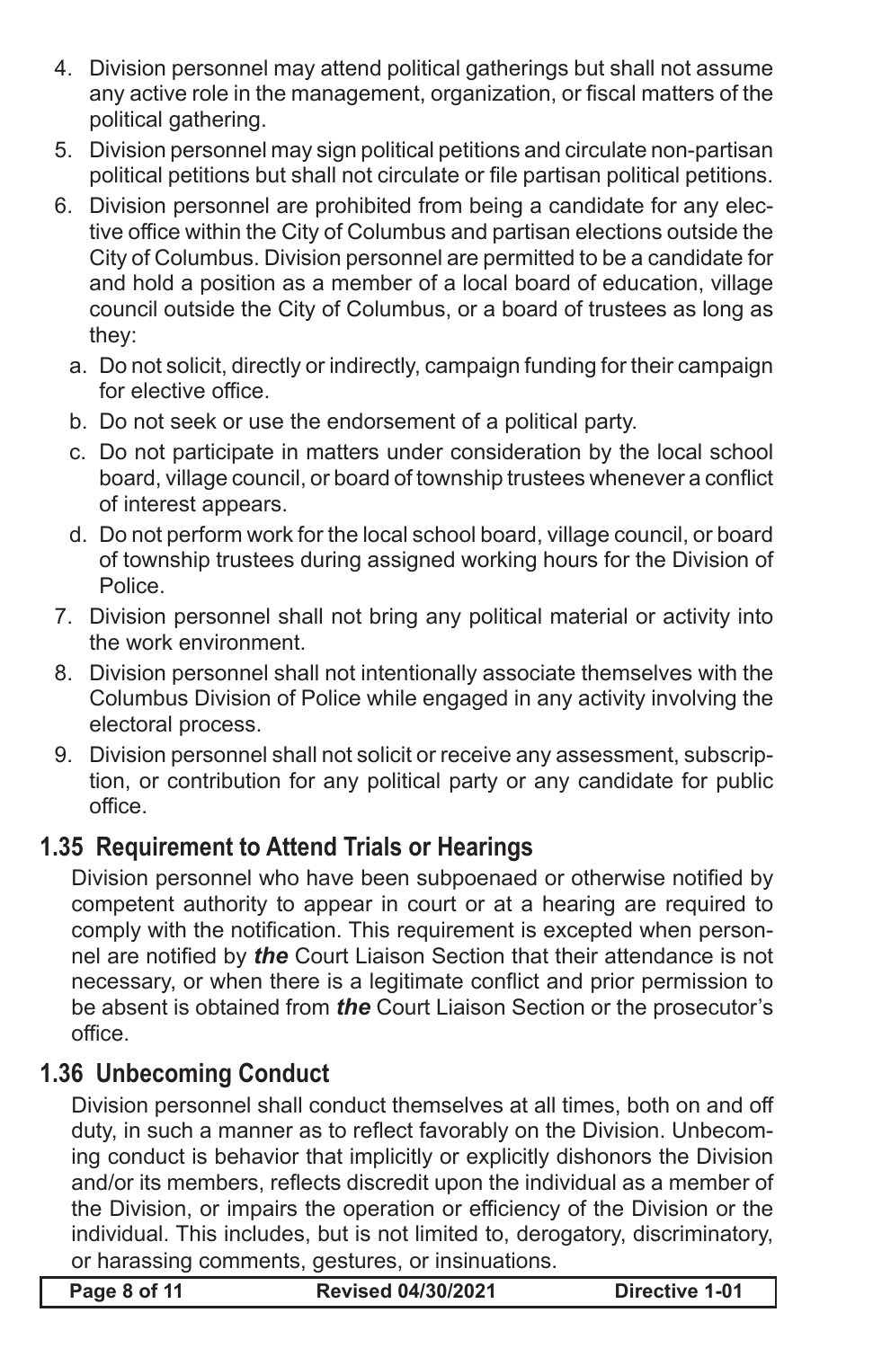4. Division personnel may attend political gatherings but shall not assume any active role in the management, organization, or fiscal matters of the political gathering.
5. Division personnel may sign political petitions and circulate non-partisan political petitions but shall not circulate or file partisan political petitions.
6. Division personnel are prohibited from being a candidate for any elective office within the City of Columbus and partisan elections outside the City of Columbus. Division personnel are permitted to be a candidate for and hold a position as a member of a local board of education, village council outside the City of Columbus, or a board of trustees as long as they:
   a. Do not solicit, directly or indirectly, campaign funding for their campaign for elective office.
   b. Do not seek or use the endorsement of a political party.
   c. Do not participate in matters under consideration by the local school board, village council, or board of township trustees whenever a conflict of interest appears.
   d. Do not perform work for the local school board, village council, or board of township trustees during assigned working hours for the Division of Police.
7. Division personnel shall not bring any political material or activity into the work environment.
8. Division personnel shall not intentionally associate themselves with the Columbus Division of Police while engaged in any activity involving the electoral process.
9. Division personnel shall not solicit or receive any assessment, subscription, or contribution for any political party or any candidate for public office.

## 1.35 Requirement to Attend Trials or Hearings

Division personnel who have been subpoenaed or otherwise notified by competent authority to appear in court or at a hearing are required to comply with the notification. This requirement is excepted when personnel are notified by ***the*** Court Liaison Section that their attendance is not necessary, or when there is a legitimate conflict and prior permission to be absent is obtained from ***the*** Court Liaison Section or the prosecutor's office.

## 1.36 Unbecoming Conduct

Division personnel shall conduct themselves at all times, both on and off duty, in such a manner as to reflect favorably on the Division. Unbecoming conduct is behavior that implicitly or explicitly dishonors the Division and/or its members, reflects discredit upon the individual as a member of the Division, or impairs the operation or efficiency of the Division or the individual. This includes, but is not limited to, derogatory, discriminatory, or harassing comments, gestures, or insinuations.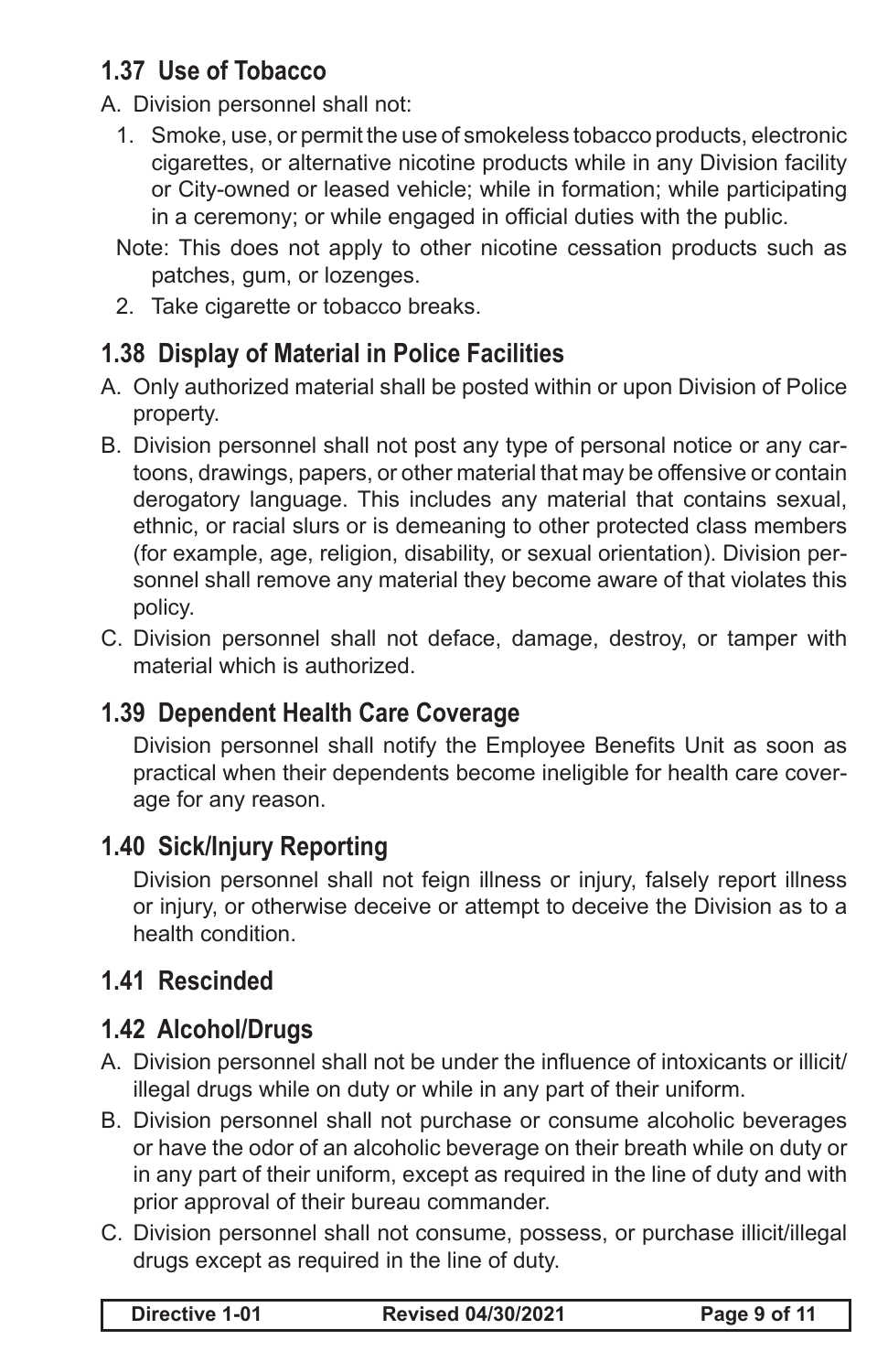## 1.37 Use of Tobacco

A. Division personnel shall not:

1. Smoke, use, or permit the use of smokeless tobacco products, electronic cigarettes, or alternative nicotine products while in any Division facility or City-owned or leased vehicle; while in formation; while participating in a ceremony; or while engaged in official duties with the public.

   Note: This does not apply to other nicotine cessation products such as patches, gum, or lozenges.

2. Take cigarette or tobacco breaks.

## 1.38 Display of Material in Police Facilities

A. Only authorized material shall be posted within or upon Division of Police property.

B. Division personnel shall not post any type of personal notice or any cartoons, drawings, papers, or other material that may be offensive or contain derogatory language. This includes any material that contains sexual, ethnic, or racial slurs or is demeaning to other protected class members (for example, age, religion, disability, or sexual orientation). Division personnel shall remove any material they become aware of that violates this policy.

C. Division personnel shall not deface, damage, destroy, or tamper with material which is authorized.

## 1.39 Dependent Health Care Coverage

Division personnel shall notify the Employee Benefits Unit as soon as practical when their dependents become ineligible for health care coverage for any reason.

## 1.40 Sick/Injury Reporting

Division personnel shall not feign illness or injury, falsely report illness or injury, or otherwise deceive or attempt to deceive the Division as to a health condition.

## 1.41 Rescinded

## 1.42 Alcohol/Drugs

A. Division personnel shall not be under the influence of intoxicants or illicit/illegal drugs while on duty or while in any part of their uniform.

B. Division personnel shall not purchase or consume alcoholic beverages or have the odor of an alcoholic beverage on their breath while on duty or in any part of their uniform, except as required in the line of duty and with prior approval of their bureau commander.

C. Division personnel shall not consume, possess, or purchase illicit/illegal drugs except as required in the line of duty.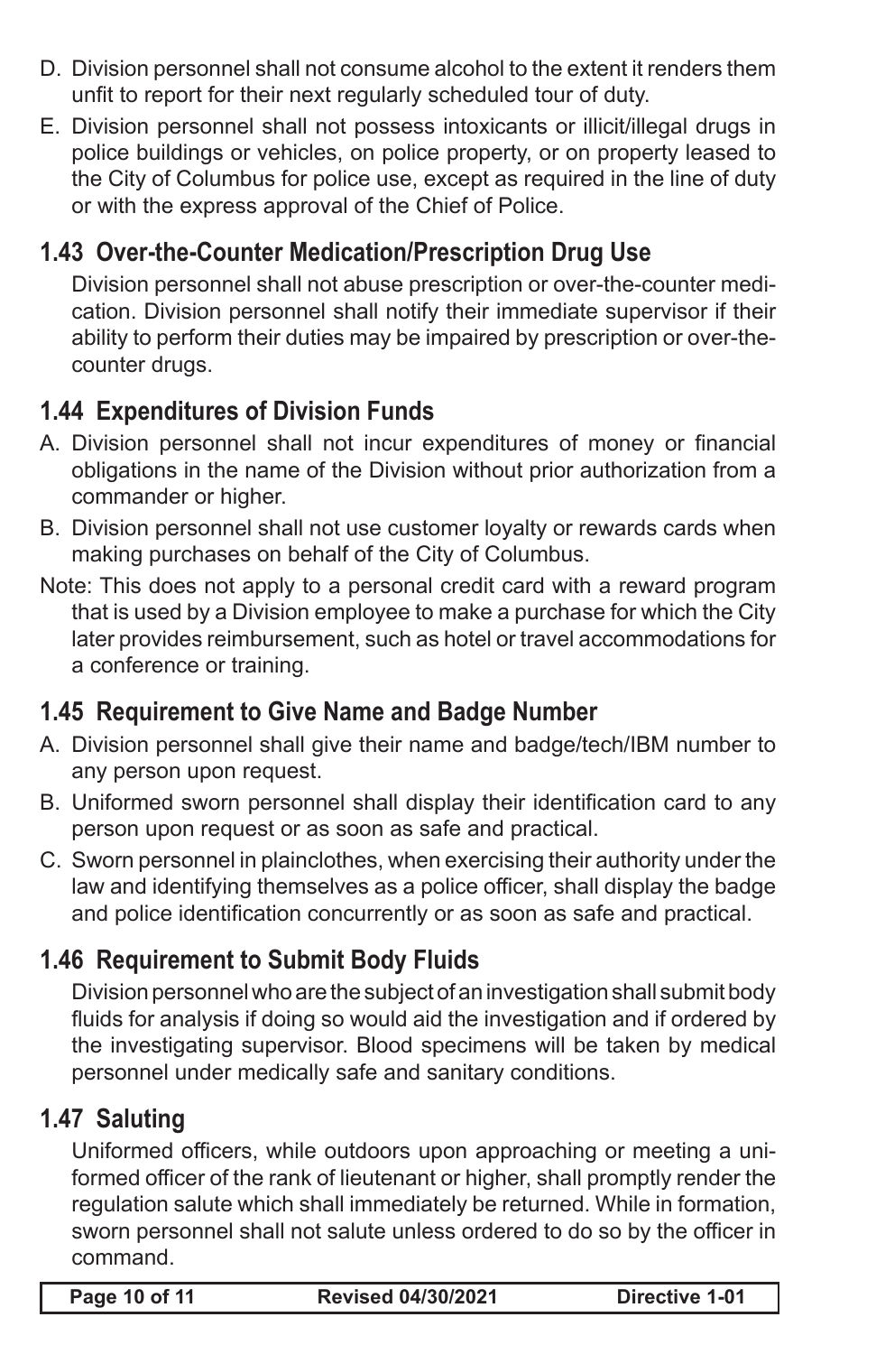D. Division personnel shall not consume alcohol to the extent it renders them unfit to report for their next regularly scheduled tour of duty.

E. Division personnel shall not possess intoxicants or illicit/illegal drugs in police buildings or vehicles, on police property, or on property leased to the City of Columbus for police use, except as required in the line of duty or with the express approval of the Chief of Police.

## 1.43 Over-the-Counter Medication/Prescription Drug Use

Division personnel shall not abuse prescription or over-the-counter medication. Division personnel shall notify their immediate supervisor if their ability to perform their duties may be impaired by prescription or over-the-counter drugs.

## 1.44 Expenditures of Division Funds

A. Division personnel shall not incur expenditures of money or financial obligations in the name of the Division without prior authorization from a commander or higher.

B. Division personnel shall not use customer loyalty or rewards cards when making purchases on behalf of the City of Columbus.

Note: This does not apply to a personal credit card with a reward program that is used by a Division employee to make a purchase for which the City later provides reimbursement, such as hotel or travel accommodations for a conference or training.

## 1.45 Requirement to Give Name and Badge Number

A. Division personnel shall give their name and badge/tech/IBM number to any person upon request.

B. Uniformed sworn personnel shall display their identification card to any person upon request or as soon as safe and practical.

C. Sworn personnel in plainclothes, when exercising their authority under the law and identifying themselves as a police officer, shall display the badge and police identification concurrently or as soon as safe and practical.

## 1.46 Requirement to Submit Body Fluids

Division personnel who are the subject of an investigation shall submit body fluids for analysis if doing so would aid the investigation and if ordered by the investigating supervisor. Blood specimens will be taken by medical personnel under medically safe and sanitary conditions.

## 1.47 Saluting

Uniformed officers, while outdoors upon approaching or meeting a uniformed officer of the rank of lieutenant or higher, shall promptly render the regulation salute which shall immediately be returned. While in formation, sworn personnel shall not salute unless ordered to do so by the officer in command.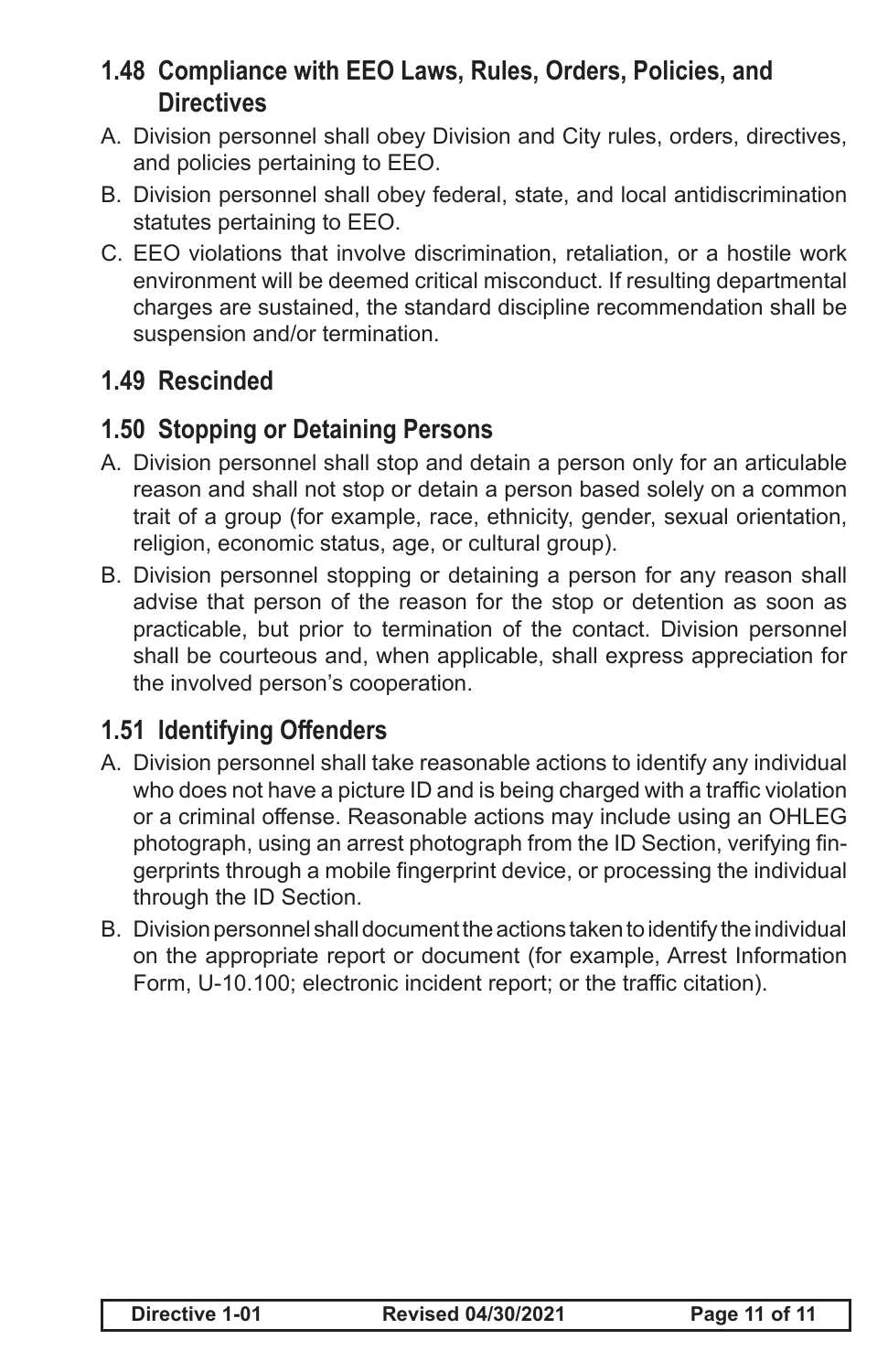## 1.48 Compliance with EEO Laws, Rules, Orders, Policies, and Directives

A. Division personnel shall obey Division and City rules, orders, directives, and policies pertaining to EEO.

B. Division personnel shall obey federal, state, and local antidiscrimination statutes pertaining to EEO.

C. EEO violations that involve discrimination, retaliation, or a hostile work environment will be deemed critical misconduct. If resulting departmental charges are sustained, the standard discipline recommendation shall be suspension and/or termination.

## 1.49 Rescinded

## 1.50 Stopping or Detaining Persons

A. Division personnel shall stop and detain a person only for an articulable reason and shall not stop or detain a person based solely on a common trait of a group (for example, race, ethnicity, gender, sexual orientation, religion, economic status, age, or cultural group).

B. Division personnel stopping or detaining a person for any reason shall advise that person of the reason for the stop or detention as soon as practicable, but prior to termination of the contact. Division personnel shall be courteous and, when applicable, shall express appreciation for the involved person's cooperation.

## 1.51 Identifying Offenders

A. Division personnel shall take reasonable actions to identify any individual who does not have a picture ID and is being charged with a traffic violation or a criminal offense. Reasonable actions may include using an OHLEG photograph, using an arrest photograph from the ID Section, verifying fingerprints through a mobile fingerprint device, or processing the individual through the ID Section.

B. Division personnel shall document the actions taken to identify the individual on the appropriate report or document (for example, Arrest Information Form, U-10.100; electronic incident report; or the traffic citation).